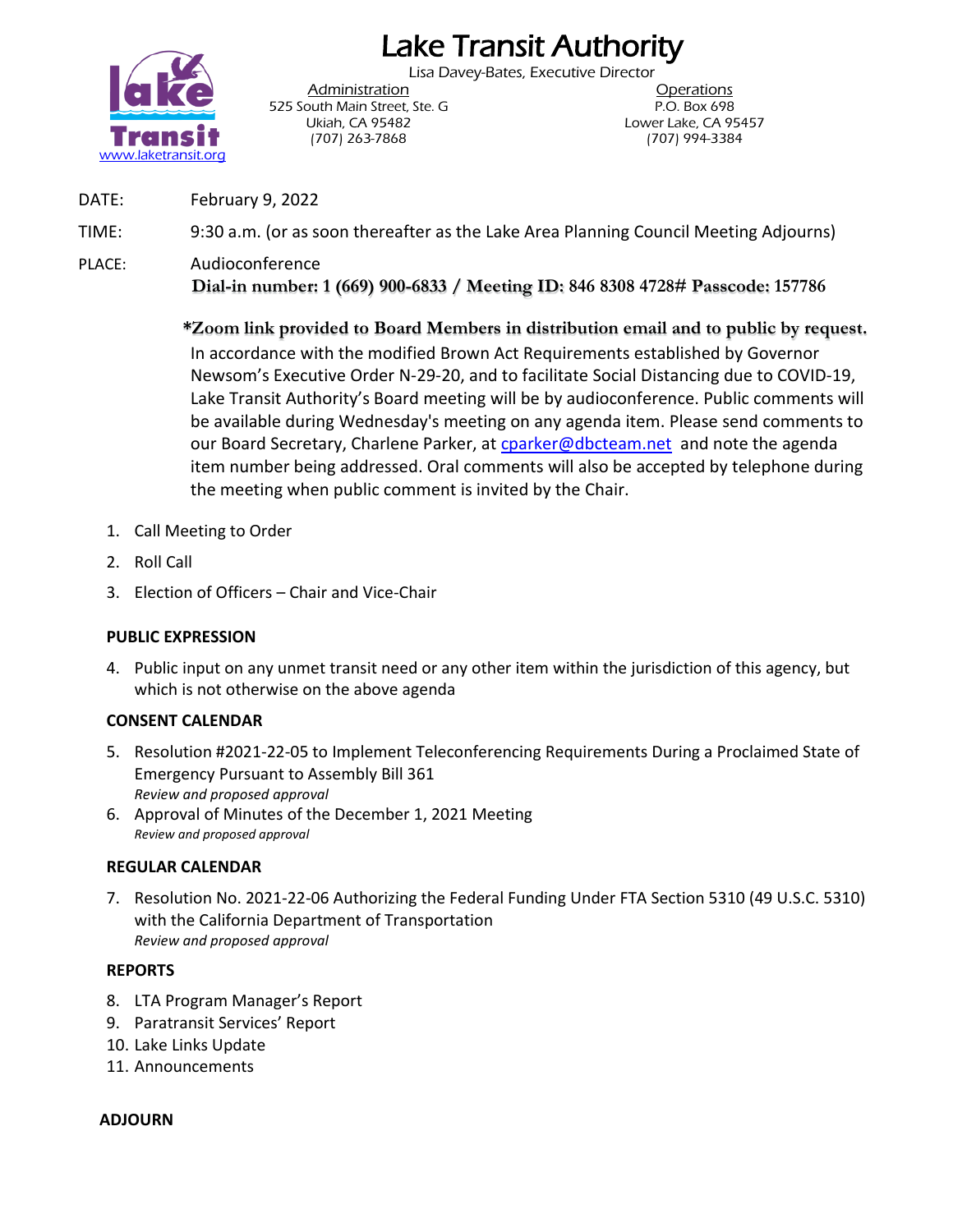# Lake Transit Authority

Lisa Davey-Bates, Executive Director

www.laketransit.org

| Administration | Operations |
|---|---|
| 525 South Main Street, Ste. G | P.O. Box 698 |
| Ukiah, CA 95482 | Lower Lake, CA 95457 |
| (707) 263-7868 | (707) 994-3384 |

DATE: February 9, 2022

TIME: 9:30 a.m. (or as soon thereafter as the Lake Area Planning Council Meeting Adjourns)

PLACE: Audioconference
**Dial-in number: 1 (669) 900-6833 / Meeting ID: 846 8308 4728# Passcode: 157786**

**\*Zoom link provided to Board Members in distribution email and to public by request.**
In accordance with the modified Brown Act Requirements established by Governor Newsom's Executive Order N-29-20, and to facilitate Social Distancing due to COVID-19, Lake Transit Authority's Board meeting will be by audioconference. Public comments will be available during Wednesday's meeting on any agenda item. Please send comments to our Board Secretary, Charlene Parker, at cparker@dbcteam.net and note the agenda item number being addressed. Oral comments will also be accepted by telephone during the meeting when public comment is invited by the Chair.

1. Call Meeting to Order
2. Roll Call
3. Election of Officers – Chair and Vice-Chair

**PUBLIC EXPRESSION**

4. Public input on any unmet transit need or any other item within the jurisdiction of this agency, but which is not otherwise on the above agenda

**CONSENT CALENDAR**

5. Resolution #2021-22-05 to Implement Teleconferencing Requirements During a Proclaimed State of Emergency Pursuant to Assembly Bill 361
   *Review and proposed approval*
6. Approval of Minutes of the December 1, 2021 Meeting
   *Review and proposed approval*

**REGULAR CALENDAR**

7. Resolution No. 2021-22-06 Authorizing the Federal Funding Under FTA Section 5310 (49 U.S.C. 5310) with the California Department of Transportation
   *Review and proposed approval*

**REPORTS**

8. LTA Program Manager's Report
9. Paratransit Services' Report
10. Lake Links Update
11. Announcements

**ADJOURN**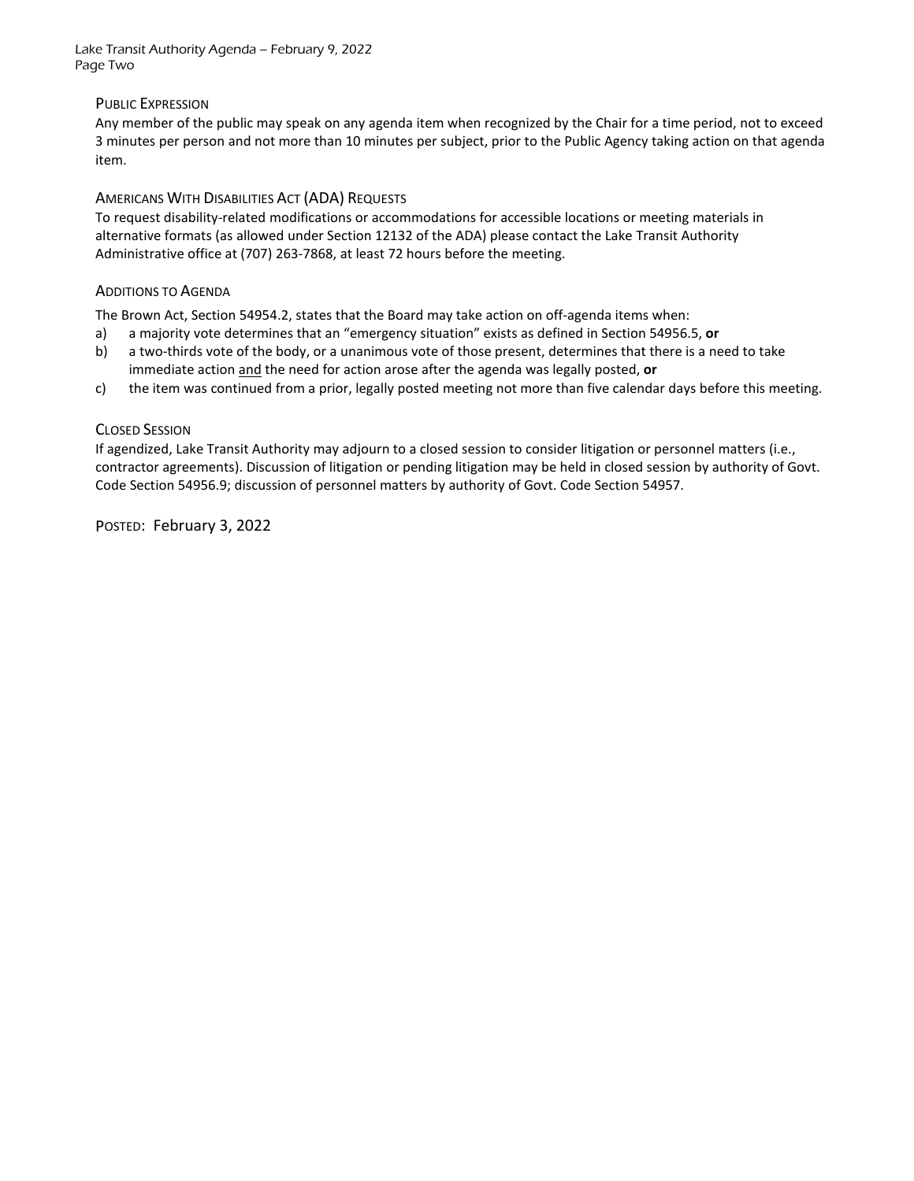## Public Expression

Any member of the public may speak on any agenda item when recognized by the Chair for a time period, not to exceed 3 minutes per person and not more than 10 minutes per subject, prior to the Public Agency taking action on that agenda item.

## Americans With Disabilities Act (ADA) Requests

To request disability-related modifications or accommodations for accessible locations or meeting materials in alternative formats (as allowed under Section 12132 of the ADA) please contact the Lake Transit Authority Administrative office at (707) 263-7868, at least 72 hours before the meeting.

## Additions to Agenda

The Brown Act, Section 54954.2, states that the Board may take action on off-agenda items when:

a) a majority vote determines that an "emergency situation" exists as defined in Section 54956.5, **or**

b) a two-thirds vote of the body, or a unanimous vote of those present, determines that there is a need to take immediate action and the need for action arose after the agenda was legally posted, **or**

c) the item was continued from a prior, legally posted meeting not more than five calendar days before this meeting.

## Closed Session

If agendized, Lake Transit Authority may adjourn to a closed session to consider litigation or personnel matters (i.e., contractor agreements). Discussion of litigation or pending litigation may be held in closed session by authority of Govt. Code Section 54956.9; discussion of personnel matters by authority of Govt. Code Section 54957.

Posted: February 3, 2022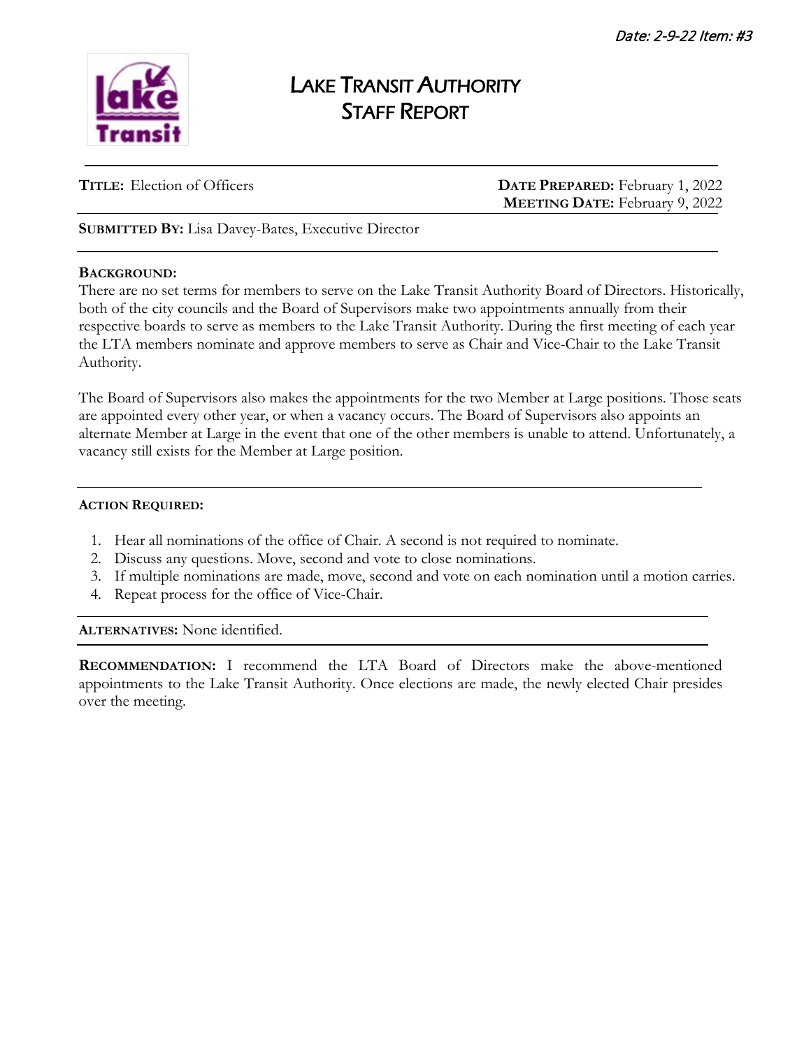Date: 2-9-22 Item: #3

# LAKE TRANSIT AUTHORITY
# STAFF REPORT

**TITLE:** Election of Officers

**DATE PREPARED:** February 1, 2022
**MEETING DATE:** February 9, 2022

**SUBMITTED BY:** Lisa Davey-Bates, Executive Director

**BACKGROUND:**
There are no set terms for members to serve on the Lake Transit Authority Board of Directors. Historically, both of the city councils and the Board of Supervisors make two appointments annually from their respective boards to serve as members to the Lake Transit Authority. During the first meeting of each year the LTA members nominate and approve members to serve as Chair and Vice-Chair to the Lake Transit Authority.

The Board of Supervisors also makes the appointments for the two Member at Large positions. Those seats are appointed every other year, or when a vacancy occurs. The Board of Supervisors also appoints an alternate Member at Large in the event that one of the other members is unable to attend. Unfortunately, a vacancy still exists for the Member at Large position.

**ACTION REQUIRED:**

1. Hear all nominations of the office of Chair. A second is not required to nominate.
2. Discuss any questions. Move, second and vote to close nominations.
3. If multiple nominations are made, move, second and vote on each nomination until a motion carries.
4. Repeat process for the office of Vice-Chair.

**ALTERNATIVES:** None identified.

**RECOMMENDATION:** I recommend the LTA Board of Directors make the above-mentioned appointments to the Lake Transit Authority. Once elections are made, the newly elected Chair presides over the meeting.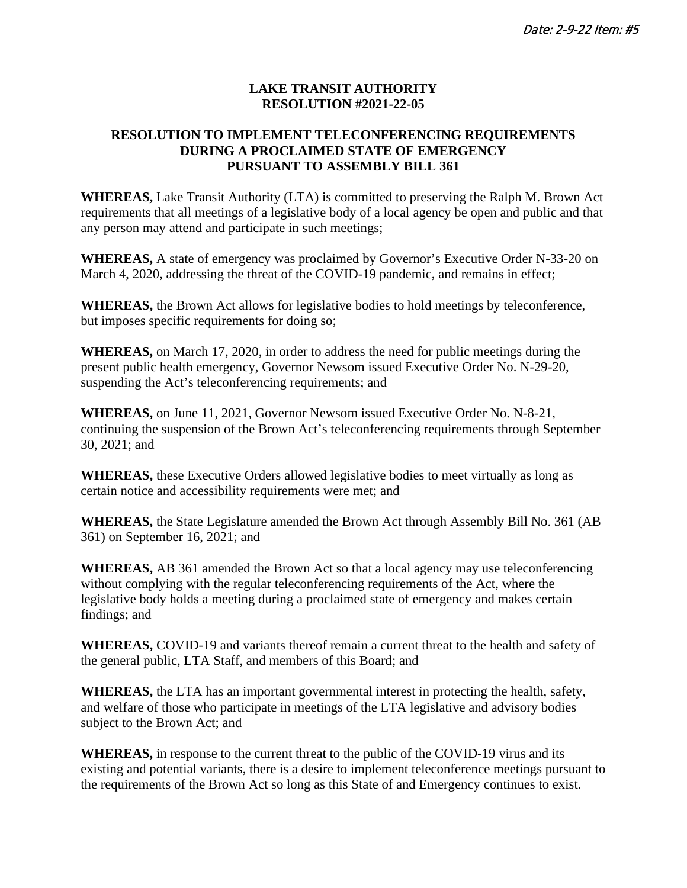*Date: 2-9-22 Item: #5*

**LAKE TRANSIT AUTHORITY**
**RESOLUTION #2021-22-05**

**RESOLUTION TO IMPLEMENT TELECONFERENCING REQUIREMENTS DURING A PROCLAIMED STATE OF EMERGENCY PURSUANT TO ASSEMBLY BILL 361**

**WHEREAS,** Lake Transit Authority (LTA) is committed to preserving the Ralph M. Brown Act requirements that all meetings of a legislative body of a local agency be open and public and that any person may attend and participate in such meetings;

**WHEREAS,** A state of emergency was proclaimed by Governor's Executive Order N-33-20 on March 4, 2020, addressing the threat of the COVID-19 pandemic, and remains in effect;

**WHEREAS,** the Brown Act allows for legislative bodies to hold meetings by teleconference, but imposes specific requirements for doing so;

**WHEREAS,** on March 17, 2020, in order to address the need for public meetings during the present public health emergency, Governor Newsom issued Executive Order No. N-29-20, suspending the Act's teleconferencing requirements; and

**WHEREAS,** on June 11, 2021, Governor Newsom issued Executive Order No. N-8-21, continuing the suspension of the Brown Act's teleconferencing requirements through September 30, 2021; and

**WHEREAS,** these Executive Orders allowed legislative bodies to meet virtually as long as certain notice and accessibility requirements were met; and

**WHEREAS,** the State Legislature amended the Brown Act through Assembly Bill No. 361 (AB 361) on September 16, 2021; and

**WHEREAS,** AB 361 amended the Brown Act so that a local agency may use teleconferencing without complying with the regular teleconferencing requirements of the Act, where the legislative body holds a meeting during a proclaimed state of emergency and makes certain findings; and

**WHEREAS,** COVID-19 and variants thereof remain a current threat to the health and safety of the general public, LTA Staff, and members of this Board; and

**WHEREAS,** the LTA has an important governmental interest in protecting the health, safety, and welfare of those who participate in meetings of the LTA legislative and advisory bodies subject to the Brown Act; and

**WHEREAS,** in response to the current threat to the public of the COVID-19 virus and its existing and potential variants, there is a desire to implement teleconference meetings pursuant to the requirements of the Brown Act so long as this State of and Emergency continues to exist.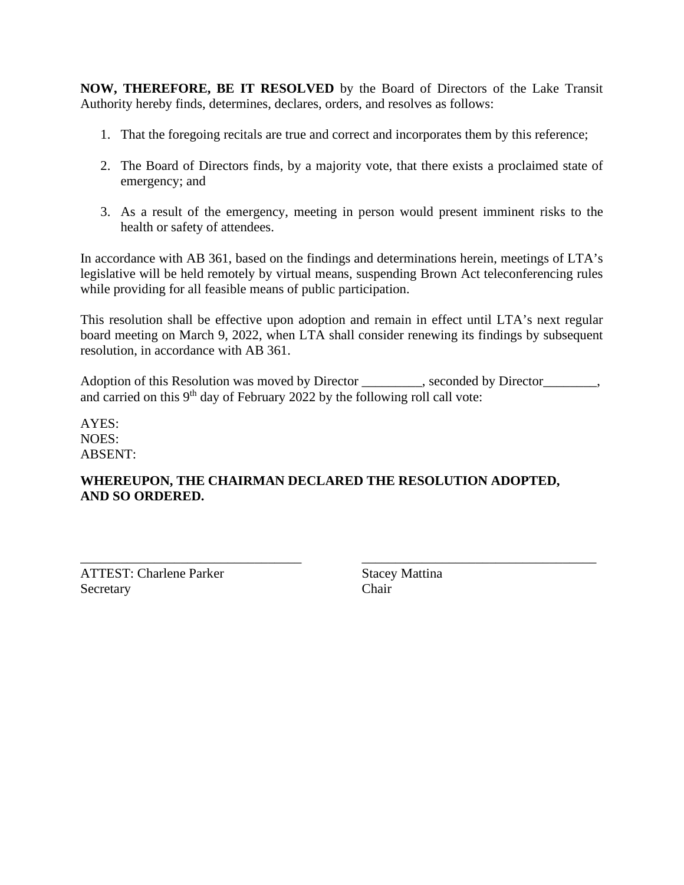**NOW, THEREFORE, BE IT RESOLVED** by the Board of Directors of the Lake Transit Authority hereby finds, determines, declares, orders, and resolves as follows:

1. That the foregoing recitals are true and correct and incorporates them by this reference;

2. The Board of Directors finds, by a majority vote, that there exists a proclaimed state of emergency; and

3. As a result of the emergency, meeting in person would present imminent risks to the health or safety of attendees.

In accordance with AB 361, based on the findings and determinations herein, meetings of LTA's legislative will be held remotely by virtual means, suspending Brown Act teleconferencing rules while providing for all feasible means of public participation.

This resolution shall be effective upon adoption and remain in effect until LTA's next regular board meeting on March 9, 2022, when LTA shall consider renewing its findings by subsequent resolution, in accordance with AB 361.

Adoption of this Resolution was moved by Director _________, seconded by Director________, and carried on this 9th day of February 2022 by the following roll call vote:

AYES:
NOES:
ABSENT:

**WHEREUPON, THE CHAIRMAN DECLARED THE RESOLUTION ADOPTED, AND SO ORDERED.**

_________________________________
ATTEST: Charlene Parker
Secretary

___________________________________
Stacey Mattina
Chair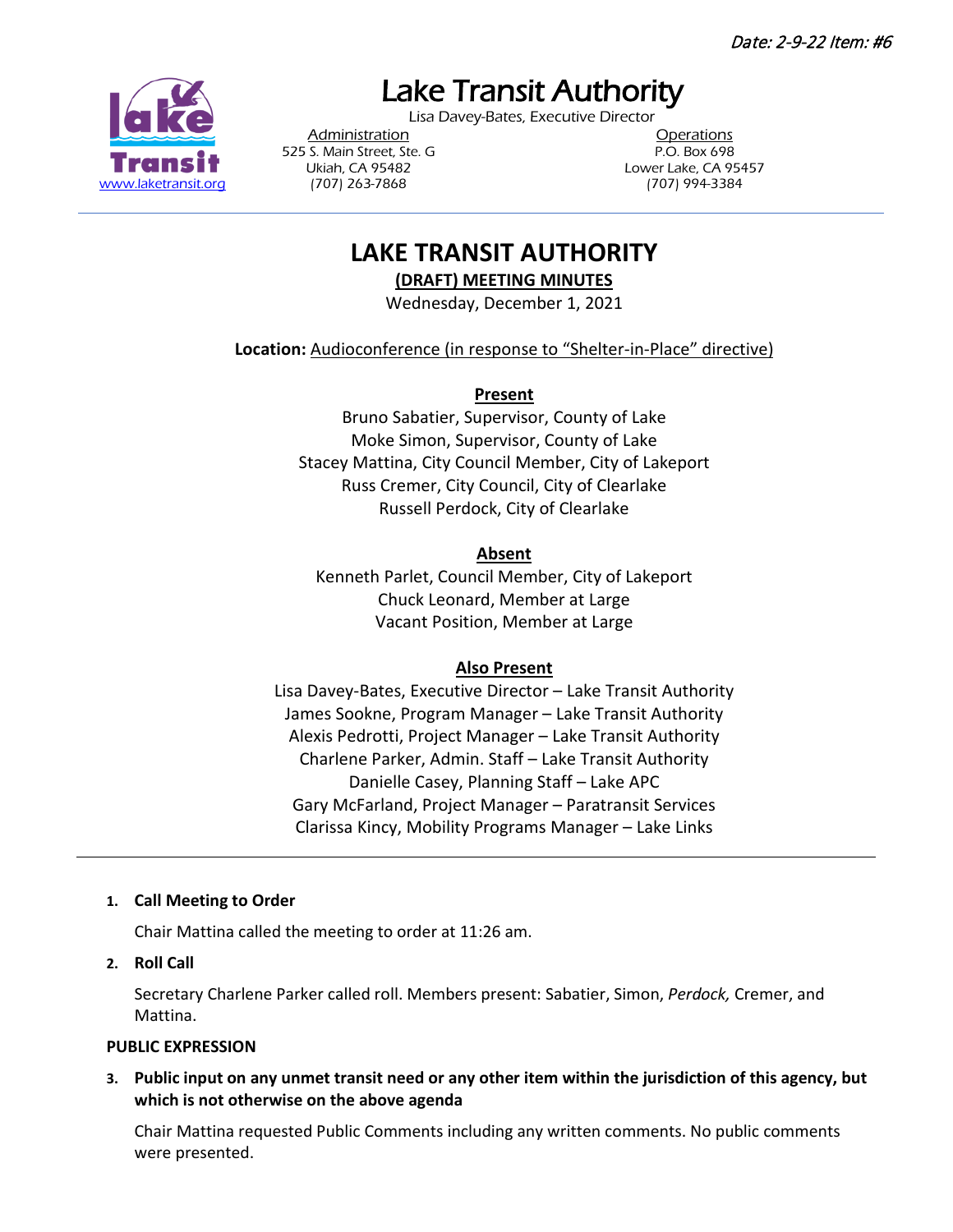Date: 2-9-22 Item: #6

# Lake Transit Authority

Lisa Davey-Bates, Executive Director

Administration
525 S. Main Street, Ste. G
Ukiah, CA 95482
(707) 263-7868

Operations
P.O. Box 698
Lower Lake, CA 95457
(707) 994-3384

www.laketransit.org

---

## LAKE TRANSIT AUTHORITY

**(DRAFT) MEETING MINUTES**

Wednesday, December 1, 2021

**Location:** Audioconference (in response to "Shelter-in-Place" directive)

**Present**

Bruno Sabatier, Supervisor, County of Lake
Moke Simon, Supervisor, County of Lake
Stacey Mattina, City Council Member, City of Lakeport
Russ Cremer, City Council, City of Clearlake
Russell Perdock, City of Clearlake

**Absent**

Kenneth Parlet, Council Member, City of Lakeport
Chuck Leonard, Member at Large
Vacant Position, Member at Large

**Also Present**

Lisa Davey-Bates, Executive Director – Lake Transit Authority
James Sookne, Program Manager – Lake Transit Authority
Alexis Pedrotti, Project Manager – Lake Transit Authority
Charlene Parker, Admin. Staff – Lake Transit Authority
Danielle Casey, Planning Staff – Lake APC
Gary McFarland, Project Manager – Paratransit Services
Clarissa Kincy, Mobility Programs Manager – Lake Links

---

1. **Call Meeting to Order**

   Chair Mattina called the meeting to order at 11:26 am.

2. **Roll Call**

   Secretary Charlene Parker called roll. Members present: Sabatier, Simon, *Perdock,* Cremer, and Mattina.

**PUBLIC EXPRESSION**

3. **Public input on any unmet transit need or any other item within the jurisdiction of this agency, but which is not otherwise on the above agenda**

   Chair Mattina requested Public Comments including any written comments. No public comments were presented.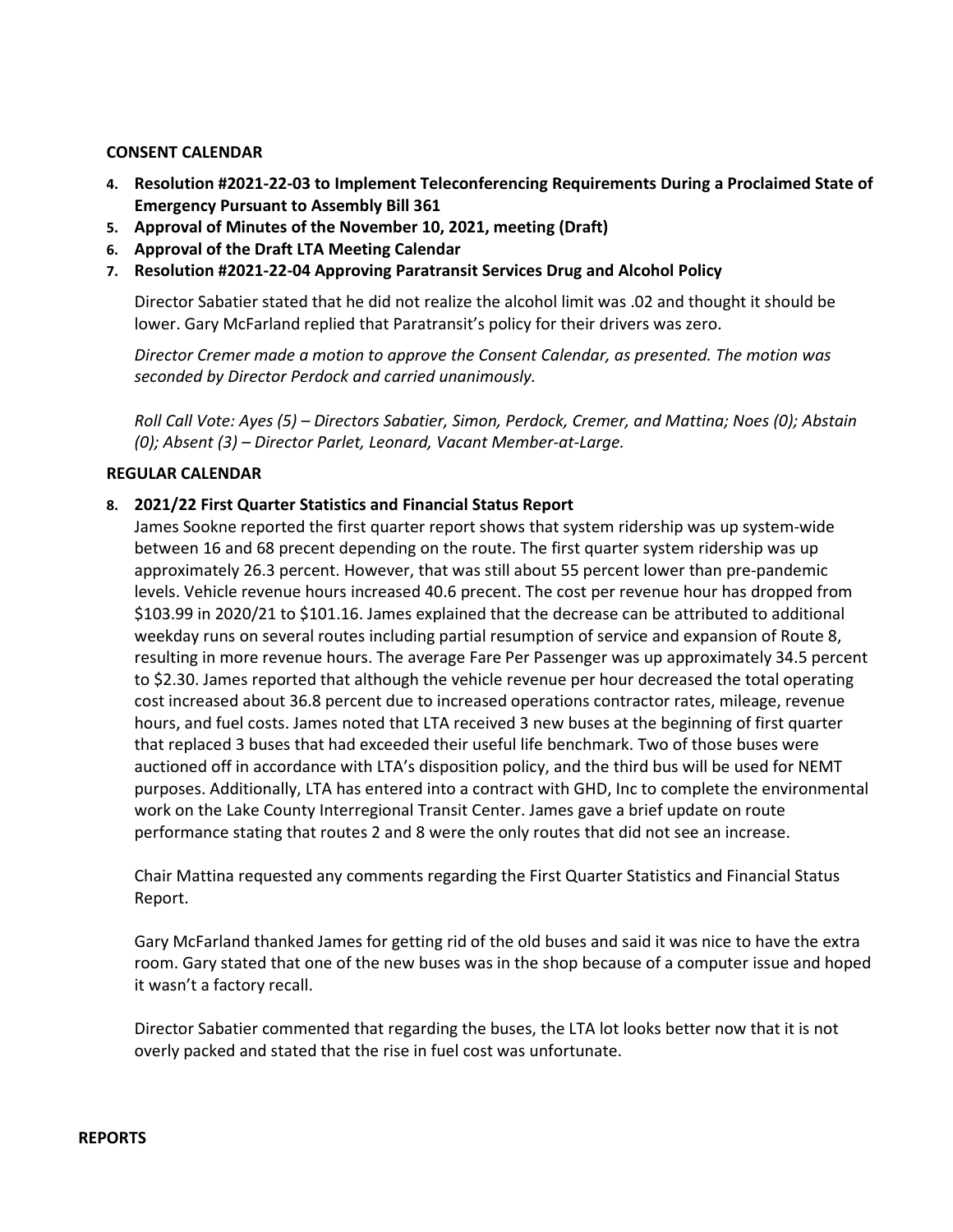**CONSENT CALENDAR**

4. **Resolution #2021-22-03 to Implement Teleconferencing Requirements During a Proclaimed State of Emergency Pursuant to Assembly Bill 361**
5. **Approval of Minutes of the November 10, 2021, meeting (Draft)**
6. **Approval of the Draft LTA Meeting Calendar**
7. **Resolution #2021-22-04 Approving Paratransit Services Drug and Alcohol Policy**

   Director Sabatier stated that he did not realize the alcohol limit was .02 and thought it should be lower. Gary McFarland replied that Paratransit's policy for their drivers was zero.

   *Director Cremer made a motion to approve the Consent Calendar, as presented. The motion was seconded by Director Perdock and carried unanimously.*

   *Roll Call Vote: Ayes (5) – Directors Sabatier, Simon, Perdock, Cremer, and Mattina; Noes (0); Abstain (0); Absent (3) – Director Parlet, Leonard, Vacant Member-at-Large.*

**REGULAR CALENDAR**

8. **2021/22 First Quarter Statistics and Financial Status Report**
   James Sookne reported the first quarter report shows that system ridership was up system-wide between 16 and 68 precent depending on the route. The first quarter system ridership was up approximately 26.3 percent. However, that was still about 55 percent lower than pre-pandemic levels. Vehicle revenue hours increased 40.6 precent. The cost per revenue hour has dropped from $103.99 in 2020/21 to $101.16. James explained that the decrease can be attributed to additional weekday runs on several routes including partial resumption of service and expansion of Route 8, resulting in more revenue hours. The average Fare Per Passenger was up approximately 34.5 percent to $2.30. James reported that although the vehicle revenue per hour decreased the total operating cost increased about 36.8 percent due to increased operations contractor rates, mileage, revenue hours, and fuel costs. James noted that LTA received 3 new buses at the beginning of first quarter that replaced 3 buses that had exceeded their useful life benchmark. Two of those buses were auctioned off in accordance with LTA's disposition policy, and the third bus will be used for NEMT purposes. Additionally, LTA has entered into a contract with GHD, Inc to complete the environmental work on the Lake County Interregional Transit Center. James gave a brief update on route performance stating that routes 2 and 8 were the only routes that did not see an increase.

   Chair Mattina requested any comments regarding the First Quarter Statistics and Financial Status Report.

   Gary McFarland thanked James for getting rid of the old buses and said it was nice to have the extra room. Gary stated that one of the new buses was in the shop because of a computer issue and hoped it wasn't a factory recall.

   Director Sabatier commented that regarding the buses, the LTA lot looks better now that it is not overly packed and stated that the rise in fuel cost was unfortunate.

**REPORTS**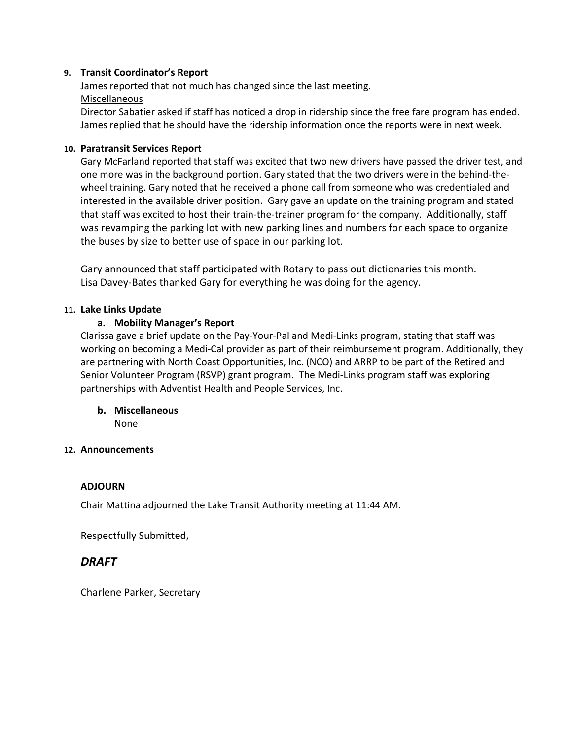**9. Transit Coordinator's Report**

James reported that not much has changed since the last meeting.

Miscellaneous

Director Sabatier asked if staff has noticed a drop in ridership since the free fare program has ended. James replied that he should have the ridership information once the reports were in next week.

**10. Paratransit Services Report**

Gary McFarland reported that staff was excited that two new drivers have passed the driver test, and one more was in the background portion. Gary stated that the two drivers were in the behind-the-wheel training. Gary noted that he received a phone call from someone who was credentialed and interested in the available driver position. Gary gave an update on the training program and stated that staff was excited to host their train-the-trainer program for the company. Additionally, staff was revamping the parking lot with new parking lines and numbers for each space to organize the buses by size to better use of space in our parking lot.

Gary announced that staff participated with Rotary to pass out dictionaries this month.
Lisa Davey-Bates thanked Gary for everything he was doing for the agency.

**11. Lake Links Update**

**a. Mobility Manager's Report**

Clarissa gave a brief update on the Pay-Your-Pal and Medi-Links program, stating that staff was working on becoming a Medi-Cal provider as part of their reimbursement program. Additionally, they are partnering with North Coast Opportunities, Inc. (NCO) and ARRP to be part of the Retired and Senior Volunteer Program (RSVP) grant program. The Medi-Links program staff was exploring partnerships with Adventist Health and People Services, Inc.

**b. Miscellaneous**

None

**12. Announcements**

**ADJOURN**

Chair Mattina adjourned the Lake Transit Authority meeting at 11:44 AM.

Respectfully Submitted,

***DRAFT***

Charlene Parker, Secretary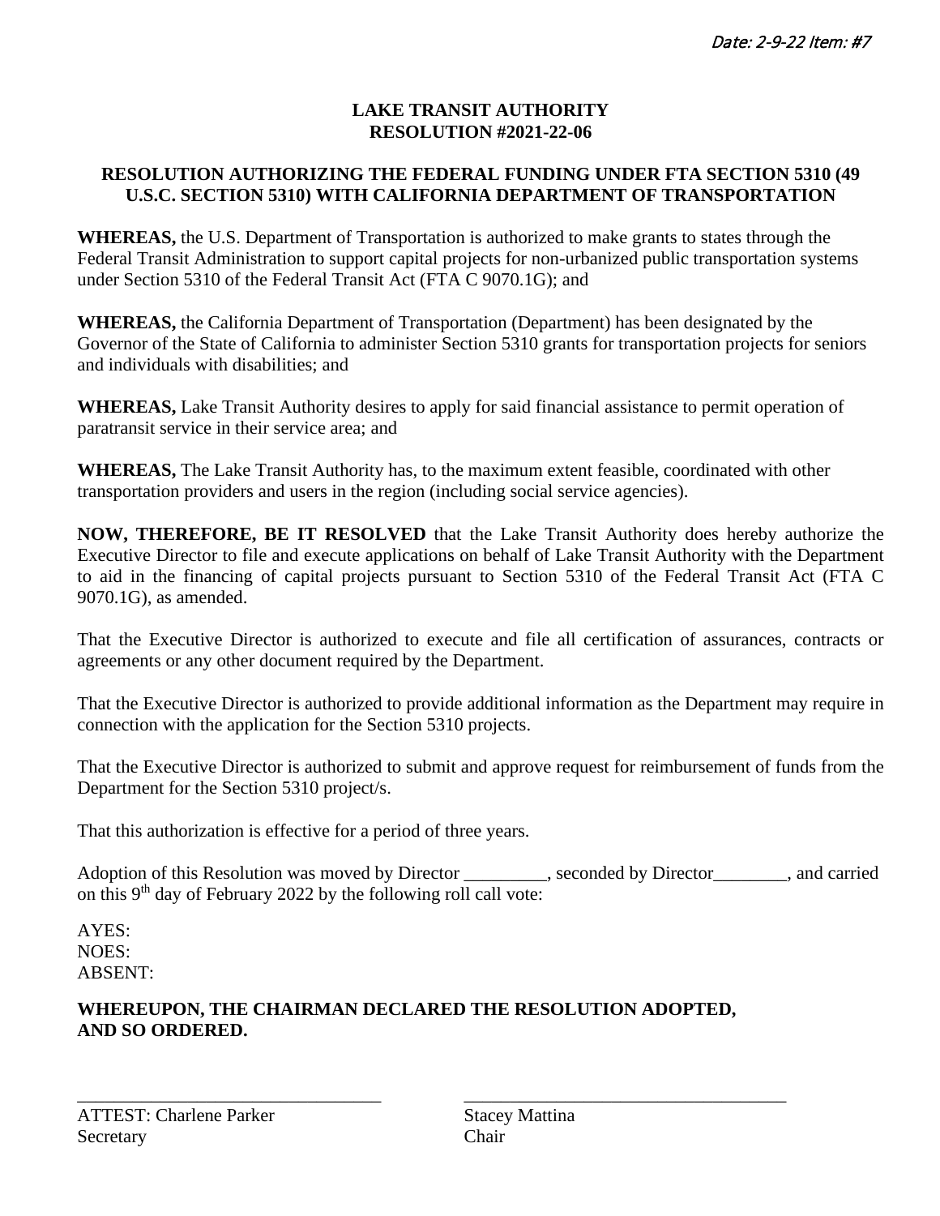*Date: 2-9-22 Item: #7*

**LAKE TRANSIT AUTHORITY**
**RESOLUTION #2021-22-06**

**RESOLUTION AUTHORIZING THE FEDERAL FUNDING UNDER FTA SECTION 5310 (49 U.S.C. SECTION 5310) WITH CALIFORNIA DEPARTMENT OF TRANSPORTATION**

**WHEREAS,** the U.S. Department of Transportation is authorized to make grants to states through the Federal Transit Administration to support capital projects for non-urbanized public transportation systems under Section 5310 of the Federal Transit Act (FTA C 9070.1G); and

**WHEREAS,** the California Department of Transportation (Department) has been designated by the Governor of the State of California to administer Section 5310 grants for transportation projects for seniors and individuals with disabilities; and

**WHEREAS,** Lake Transit Authority desires to apply for said financial assistance to permit operation of paratransit service in their service area; and

**WHEREAS,** The Lake Transit Authority has, to the maximum extent feasible, coordinated with other transportation providers and users in the region (including social service agencies).

**NOW, THEREFORE, BE IT RESOLVED** that the Lake Transit Authority does hereby authorize the Executive Director to file and execute applications on behalf of Lake Transit Authority with the Department to aid in the financing of capital projects pursuant to Section 5310 of the Federal Transit Act (FTA C 9070.1G), as amended.

That the Executive Director is authorized to execute and file all certification of assurances, contracts or agreements or any other document required by the Department.

That the Executive Director is authorized to provide additional information as the Department may require in connection with the application for the Section 5310 projects.

That the Executive Director is authorized to submit and approve request for reimbursement of funds from the Department for the Section 5310 project/s.

That this authorization is effective for a period of three years.

Adoption of this Resolution was moved by Director _________, seconded by Director________, and carried on this 9th day of February 2022 by the following roll call vote:

AYES:
NOES:
ABSENT:

**WHEREUPON, THE CHAIRMAN DECLARED THE RESOLUTION ADOPTED, AND SO ORDERED.**

_________________________________
ATTEST: Charlene Parker
Secretary

_________________________________
Stacey Mattina
Chair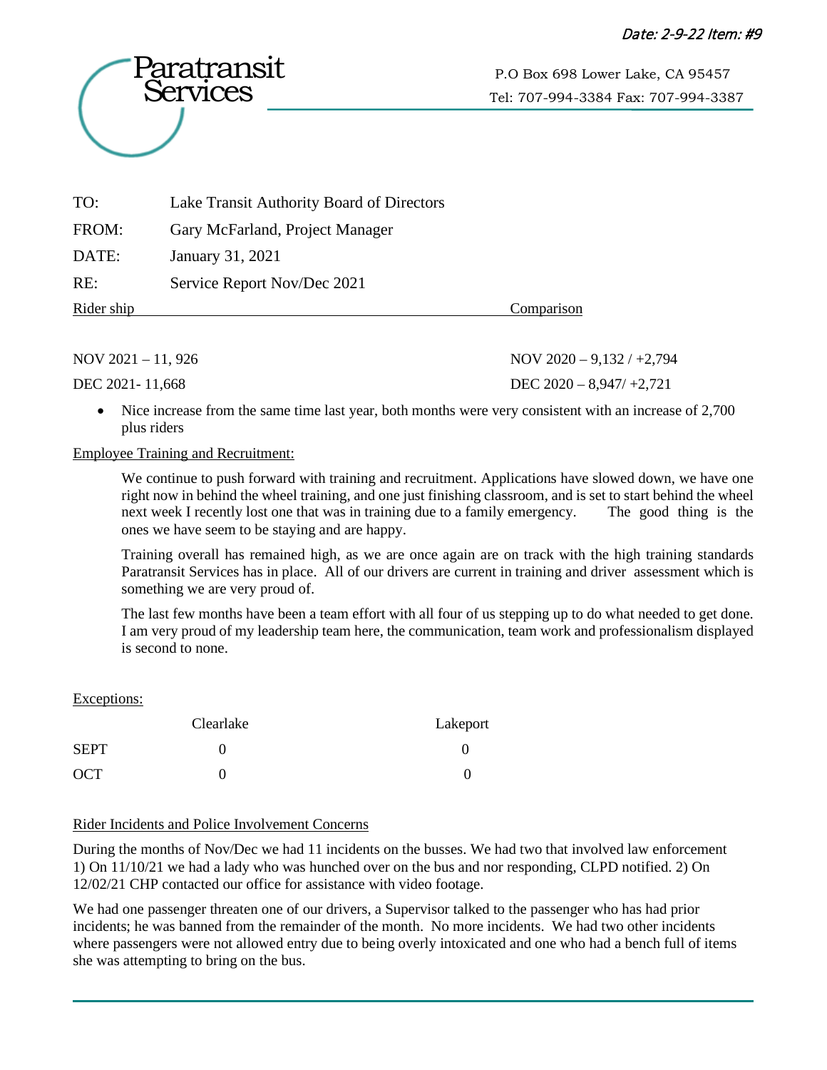*Date: 2-9-22 Item: #9*

Paratransit Services

P.O Box 698 Lower Lake, CA 95457
Tel: 707-994-3384 Fax: 707-994-3387

TO: Lake Transit Authority Board of Directors

FROM: Gary McFarland, Project Manager

DATE: January 31, 2021

RE: Service Report Nov/Dec 2021

| Rider ship | Comparison |
|---|---|
| NOV 2021 – 11, 926 | NOV 2020 – 9,132 / +2,794 |
| DEC 2021- 11,668 | DEC 2020 – 8,947/ +2,721 |

- Nice increase from the same time last year, both months were very consistent with an increase of 2,700 plus riders

Employee Training and Recruitment:

We continue to push forward with training and recruitment. Applications have slowed down, we have one right now in behind the wheel training, and one just finishing classroom, and is set to start behind the wheel next week I recently lost one that was in training due to a family emergency. The good thing is the ones we have seem to be staying and are happy.

Training overall has remained high, as we are once again are on track with the high training standards Paratransit Services has in place. All of our drivers are current in training and driver assessment which is something we are very proud of.

The last few months have been a team effort with all four of us stepping up to do what needed to get done. I am very proud of my leadership team here, the communication, team work and professionalism displayed is second to none.

Exceptions:

| | Clearlake | Lakeport |
|---|---|---|
| SEPT | 0 | 0 |
| OCT | 0 | 0 |

Rider Incidents and Police Involvement Concerns

During the months of Nov/Dec we had 11 incidents on the busses. We had two that involved law enforcement 1) On 11/10/21 we had a lady who was hunched over on the bus and nor responding, CLPD notified. 2) On 12/02/21 CHP contacted our office for assistance with video footage.

We had one passenger threaten one of our drivers, a Supervisor talked to the passenger who has had prior incidents; he was banned from the remainder of the month. No more incidents. We had two other incidents where passengers were not allowed entry due to being overly intoxicated and one who had a bench full of items she was attempting to bring on the bus.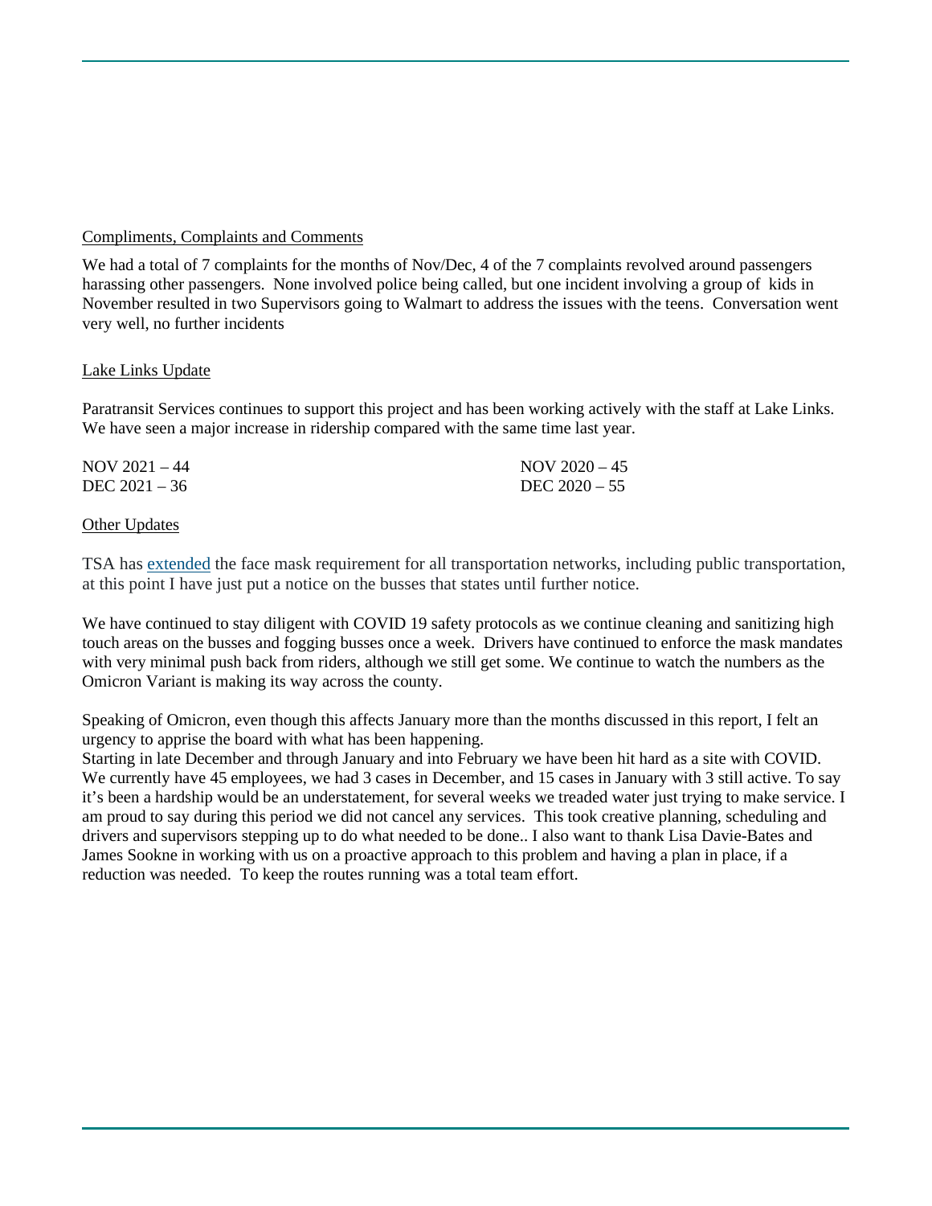Compliments, Complaints and Comments

We had a total of 7 complaints for the months of Nov/Dec, 4 of the 7 complaints revolved around passengers harassing other passengers. None involved police being called, but one incident involving a group of kids in November resulted in two Supervisors going to Walmart to address the issues with the teens. Conversation went very well, no further incidents

Lake Links Update

Paratransit Services continues to support this project and has been working actively with the staff at Lake Links. We have seen a major increase in ridership compared with the same time last year.

| | |
|---|---|
| NOV 2021 – 44 | NOV 2020 – 45 |
| DEC 2021 – 36 | DEC 2020 – 55 |

Other Updates

TSA has extended the face mask requirement for all transportation networks, including public transportation, at this point I have just put a notice on the busses that states until further notice.

We have continued to stay diligent with COVID 19 safety protocols as we continue cleaning and sanitizing high touch areas on the busses and fogging busses once a week. Drivers have continued to enforce the mask mandates with very minimal push back from riders, although we still get some. We continue to watch the numbers as the Omicron Variant is making its way across the county.

Speaking of Omicron, even though this affects January more than the months discussed in this report, I felt an urgency to apprise the board with what has been happening.
Starting in late December and through January and into February we have been hit hard as a site with COVID. We currently have 45 employees, we had 3 cases in December, and 15 cases in January with 3 still active. To say it's been a hardship would be an understatement, for several weeks we treaded water just trying to make service. I am proud to say during this period we did not cancel any services. This took creative planning, scheduling and drivers and supervisors stepping up to do what needed to be done.. I also want to thank Lisa Davie-Bates and James Sookne in working with us on a proactive approach to this problem and having a plan in place, if a reduction was needed. To keep the routes running was a total team effort.